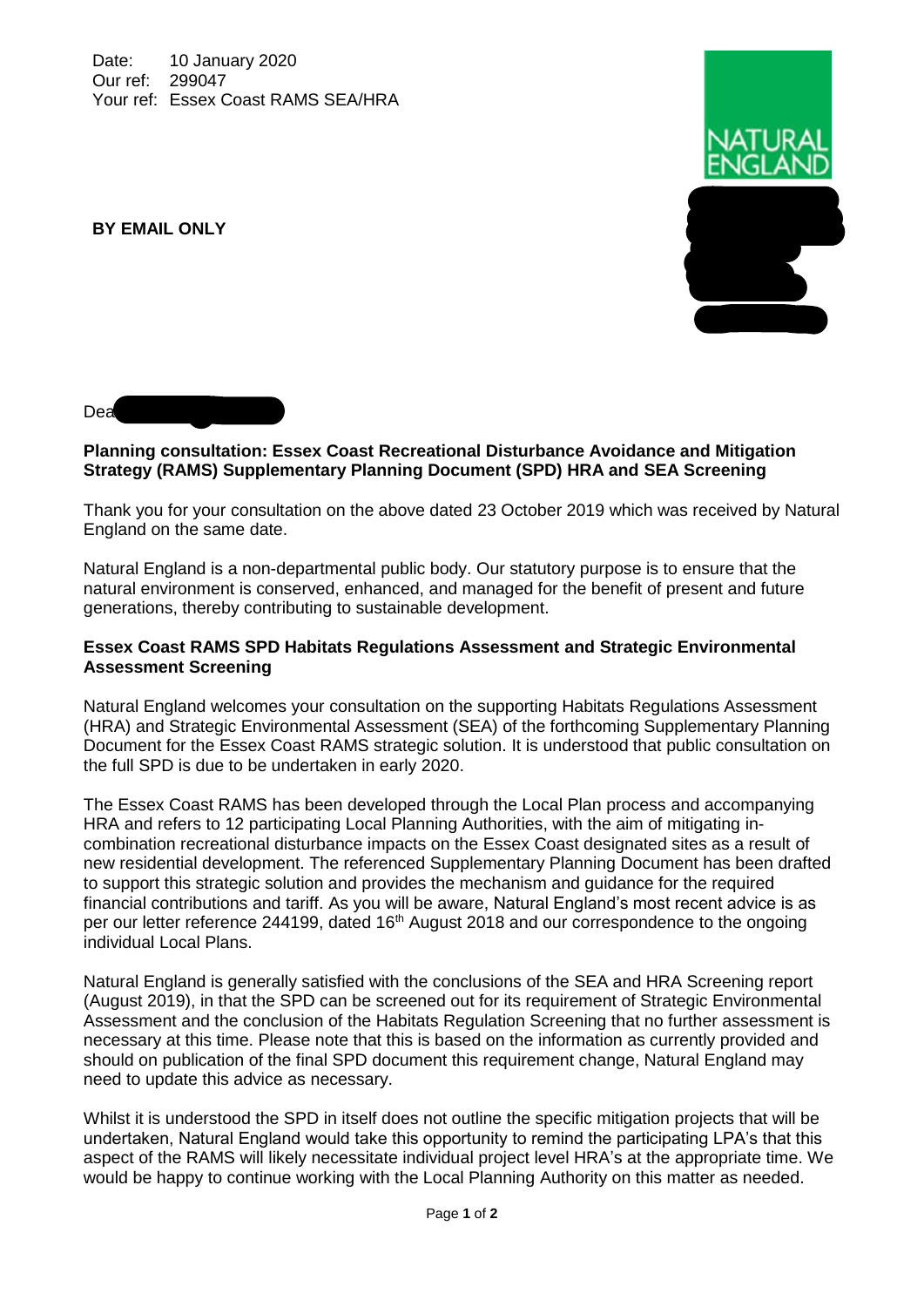Date: 10 January 2020
Our ref: 299047
Your ref: Essex Coast RAMS SEA/HRA

**BY EMAIL ONLY**

Dea

**Planning consultation: Essex Coast Recreational Disturbance Avoidance and Mitigation Strategy (RAMS) Supplementary Planning Document (SPD) HRA and SEA Screening**

Thank you for your consultation on the above dated 23 October 2019 which was received by Natural England on the same date.

Natural England is a non-departmental public body. Our statutory purpose is to ensure that the natural environment is conserved, enhanced, and managed for the benefit of present and future generations, thereby contributing to sustainable development.

**Essex Coast RAMS SPD Habitats Regulations Assessment and Strategic Environmental Assessment Screening**

Natural England welcomes your consultation on the supporting Habitats Regulations Assessment (HRA) and Strategic Environmental Assessment (SEA) of the forthcoming Supplementary Planning Document for the Essex Coast RAMS strategic solution. It is understood that public consultation on the full SPD is due to be undertaken in early 2020.

The Essex Coast RAMS has been developed through the Local Plan process and accompanying HRA and refers to 12 participating Local Planning Authorities, with the aim of mitigating in-combination recreational disturbance impacts on the Essex Coast designated sites as a result of new residential development. The referenced Supplementary Planning Document has been drafted to support this strategic solution and provides the mechanism and guidance for the required financial contributions and tariff. As you will be aware, Natural England's most recent advice is as per our letter reference 244199, dated 16th August 2018 and our correspondence to the ongoing individual Local Plans.

Natural England is generally satisfied with the conclusions of the SEA and HRA Screening report (August 2019), in that the SPD can be screened out for its requirement of Strategic Environmental Assessment and the conclusion of the Habitats Regulation Screening that no further assessment is necessary at this time. Please note that this is based on the information as currently provided and should on publication of the final SPD document this requirement change, Natural England may need to update this advice as necessary.

Whilst it is understood the SPD in itself does not outline the specific mitigation projects that will be undertaken, Natural England would take this opportunity to remind the participating LPA's that this aspect of the RAMS will likely necessitate individual project level HRA's at the appropriate time. We would be happy to continue working with the Local Planning Authority on this matter as needed.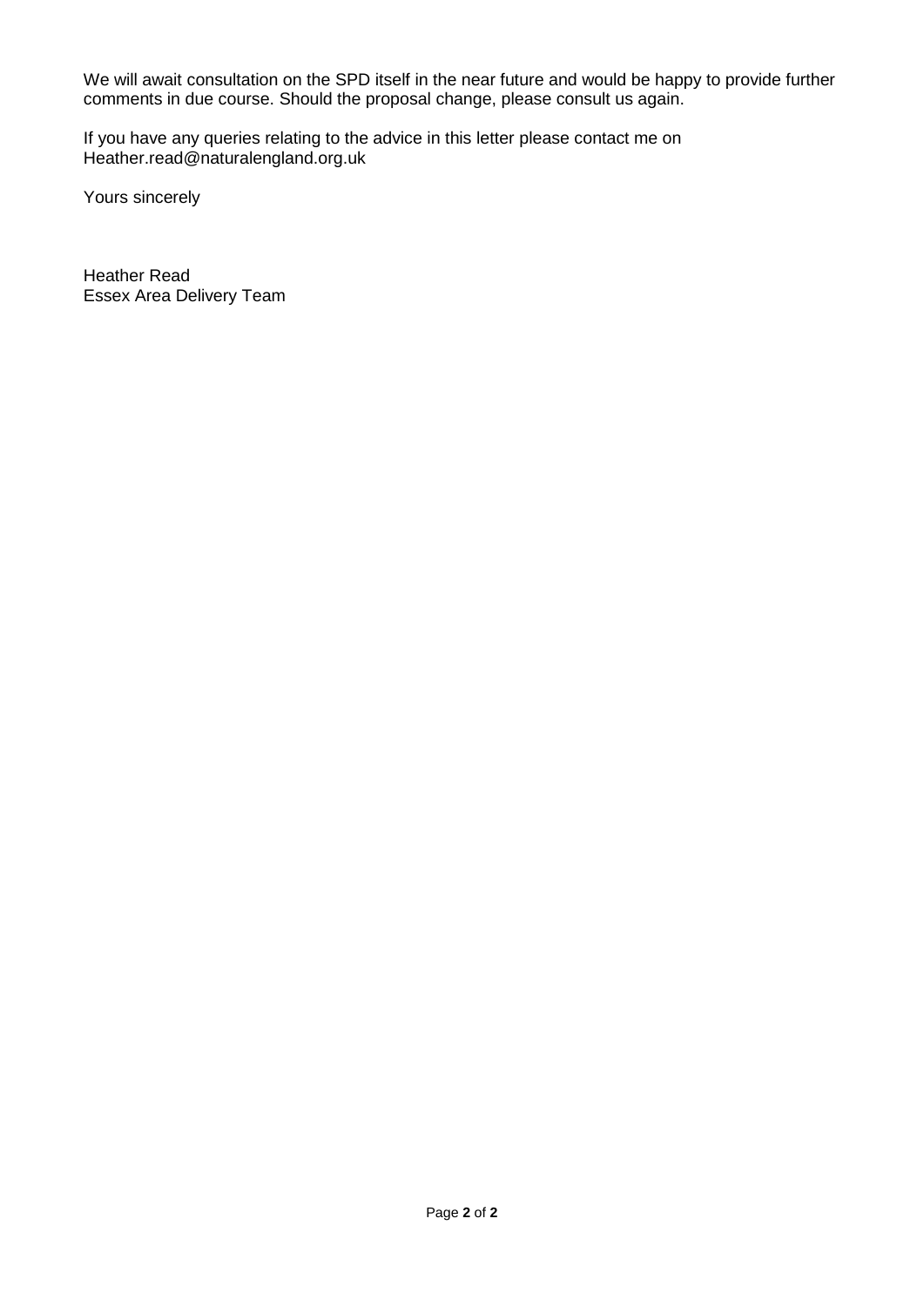We will await consultation on the SPD itself in the near future and would be happy to provide further comments in due course. Should the proposal change, please consult us again.

If you have any queries relating to the advice in this letter please contact me on Heather.read@naturalengland.org.uk

Yours sincerely

Heather Read
Essex Area Delivery Team